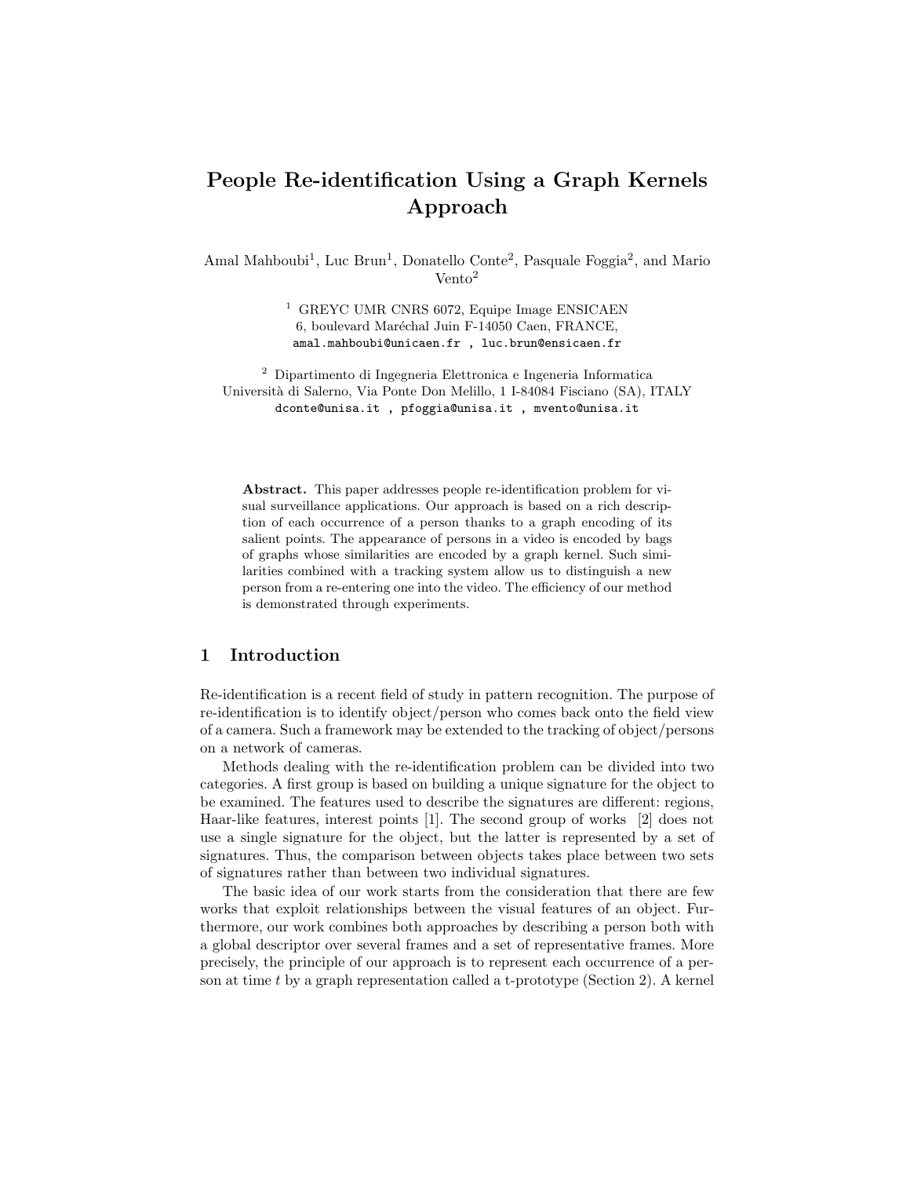# People Re-identification Using a Graph Kernels Approach

Amal Mahboubi[1], Luc Brun[1], Donatello Conte[2], Pasquale Foggia[2], and Mario Vento[2]

[1] GREYC UMR CNRS 6072, Equipe Image ENSICAEN
6, boulevard Maréchal Juin F-14050 Caen, FRANCE,
amal.mahboubi@unicaen.fr , luc.brun@ensicaen.fr

[2] Dipartimento di Ingegneria Elettronica e Ingeneria Informatica
Università di Salerno, Via Ponte Don Melillo, 1 I-84084 Fisciano (SA), ITALY
dconte@unisa.it , pfoggia@unisa.it , mvento@unisa.it

**Abstract.** This paper addresses people re-identification problem for visual surveillance applications. Our approach is based on a rich description of each occurrence of a person thanks to a graph encoding of its salient points. The appearance of persons in a video is encoded by bags of graphs whose similarities are encoded by a graph kernel. Such similarities combined with a tracking system allow us to distinguish a new person from a re-entering one into the video. The efficiency of our method is demonstrated through experiments.

## 1 Introduction

Re-identification is a recent field of study in pattern recognition. The purpose of re-identification is to identify object/person who comes back onto the field view of a camera. Such a framework may be extended to the tracking of object/persons on a network of cameras.

Methods dealing with the re-identification problem can be divided into two categories. A first group is based on building a unique signature for the object to be examined. The features used to describe the signatures are different: regions, Haar-like features, interest points [1]. The second group of works [2] does not use a single signature for the object, but the latter is represented by a set of signatures. Thus, the comparison between objects takes place between two sets of signatures rather than between two individual signatures.

The basic idea of our work starts from the consideration that there are few works that exploit relationships between the visual features of an object. Furthermore, our work combines both approaches by describing a person both with a global descriptor over several frames and a set of representative frames. More precisely, the principle of our approach is to represent each occurrence of a person at time $t$ by a graph representation called a t-prototype (Section 2). A kernel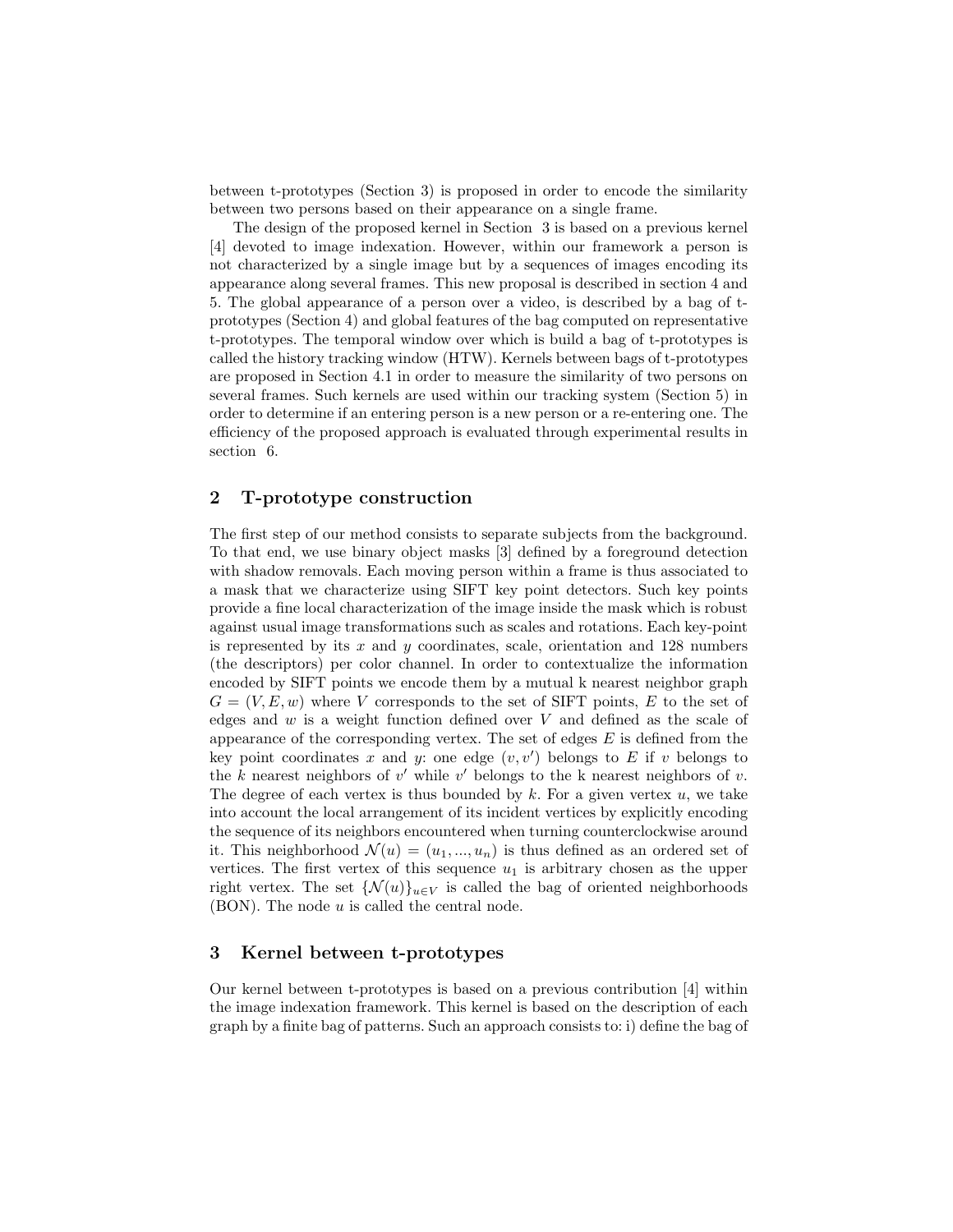between t-prototypes (Section 3) is proposed in order to encode the similarity between two persons based on their appearance on a single frame.

The design of the proposed kernel in Section 3 is based on a previous kernel [4] devoted to image indexation. However, within our framework a person is not characterized by a single image but by a sequences of images encoding its appearance along several frames. This new proposal is described in section 4 and 5. The global appearance of a person over a video, is described by a bag of t-prototypes (Section 4) and global features of the bag computed on representative t-prototypes. The temporal window over which is build a bag of t-prototypes is called the history tracking window (HTW). Kernels between bags of t-prototypes are proposed in Section 4.1 in order to measure the similarity of two persons on several frames. Such kernels are used within our tracking system (Section 5) in order to determine if an entering person is a new person or a re-entering one. The efficiency of the proposed approach is evaluated through experimental results in section 6.

## 2 T-prototype construction

The first step of our method consists to separate subjects from the background. To that end, we use binary object masks [3] defined by a foreground detection with shadow removals. Each moving person within a frame is thus associated to a mask that we characterize using SIFT key point detectors. Such key points provide a fine local characterization of the image inside the mask which is robust against usual image transformations such as scales and rotations. Each key-point is represented by its $x$ and $y$ coordinates, scale, orientation and 128 numbers (the descriptors) per color channel. In order to contextualize the information encoded by SIFT points we encode them by a mutual k nearest neighbor graph $G = (V, E, w)$ where $V$ corresponds to the set of SIFT points, $E$ to the set of edges and $w$ is a weight function defined over $V$ and defined as the scale of appearance of the corresponding vertex. The set of edges $E$ is defined from the key point coordinates $x$ and $y$: one edge $(v, v')$ belongs to $E$ if $v$ belongs to the $k$ nearest neighbors of $v'$ while $v'$ belongs to the k nearest neighbors of $v$. The degree of each vertex is thus bounded by $k$. For a given vertex $u$, we take into account the local arrangement of its incident vertices by explicitly encoding the sequence of its neighbors encountered when turning counterclockwise around it. This neighborhood $\mathcal{N}(u) = (u_1, ..., u_n)$ is thus defined as an ordered set of vertices. The first vertex of this sequence $u_1$ is arbitrary chosen as the upper right vertex. The set $\{\mathcal{N}(u)\}_{u \in V}$ is called the bag of oriented neighborhoods (BON). The node $u$ is called the central node.

## 3 Kernel between t-prototypes

Our kernel between t-prototypes is based on a previous contribution [4] within the image indexation framework. This kernel is based on the description of each graph by a finite bag of patterns. Such an approach consists to: i) define the bag of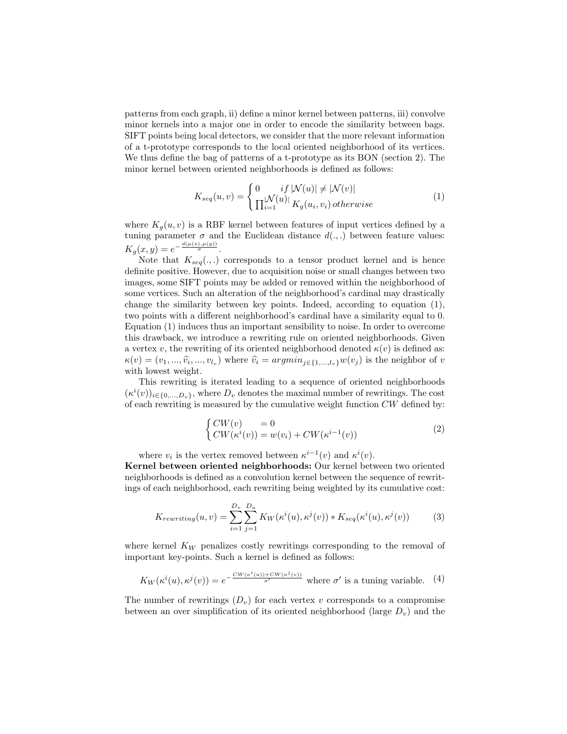patterns from each graph, ii) define a minor kernel between patterns, iii) convolve minor kernels into a major one in order to encode the similarity between bags. SIFT points being local detectors, we consider that the more relevant information of a t-prototype corresponds to the local oriented neighborhood of its vertices. We thus define the bag of patterns of a t-prototype as its BON (section 2). The minor kernel between oriented neighborhoods is defined as follows:

$$K_{seq}(u,v) = \begin{cases} 0 & if\ |\mathcal{N}(u)| \neq |\mathcal{N}(v)| \\ \prod_{i=1}^{|\mathcal{N}(u)|} K_g(u_i, v_i) & otherwise \end{cases} \tag{1}$$

where $K_g(u,v)$ is a RBF kernel between features of input vertices defined by a tuning parameter $\sigma$ and the Euclidean distance $d(.,.)$ between feature values: $K_g(x,y) = e^{-\frac{d(\mu(x),\mu(y))}{\sigma}}$.

Note that $K_{seq}(.,.)$ corresponds to a tensor product kernel and is hence definite positive. However, due to acquisition noise or small changes between two images, some SIFT points may be added or removed within the neighborhood of some vertices. Such an alteration of the neighborhood's cardinal may drastically change the similarity between key points. Indeed, according to equation (1), two points with a different neighborhood's cardinal have a similarity equal to 0. Equation (1) induces thus an important sensibility to noise. In order to overcome this drawback, we introduce a rewriting rule on oriented neighborhoods. Given a vertex $v$, the rewriting of its oriented neighborhood denoted $\kappa(v)$ is defined as: $\kappa(v) = (v_1, ..., \widehat{v}_i, ..., v_{l_v})$ where $\widehat{v}_i = argmin_{j \in \{1,...,l_v\}} w(v_j)$ is the neighbor of $v$ with lowest weight.

This rewriting is iterated leading to a sequence of oriented neighborhoods $(\kappa^i(v))_{i \in \{0,...,D_v\}}$, where $D_v$ denotes the maximal number of rewritings. The cost of each rewriting is measured by the cumulative weight function $CW$ defined by:

$$\begin{cases} CW(v) & = 0 \\ CW(\kappa^i(v)) = w(v_i) + CW(\kappa^{i-1}(v)) \end{cases} \tag{2}$$

where $v_i$ is the vertex removed between $\kappa^{i-1}(v)$ and $\kappa^i(v)$.

**Kernel between oriented neighborhoods:** Our kernel between two oriented neighborhoods is defined as a convolution kernel between the sequence of rewritings of each neighborhood, each rewriting being weighted by its cumulative cost:

$$K_{rewriting}(u,v) = \sum_{i=1}^{D_v} \sum_{j=1}^{D_u} K_W(\kappa^i(u), \kappa^j(v)) * K_{seq}(\kappa^i(u), \kappa^j(v)) \tag{3}$$

where kernel $K_W$ penalizes costly rewritings corresponding to the removal of important key-points. Such a kernel is defined as follows:

$$K_W(\kappa^i(u), \kappa^j(v)) = e^{-\frac{CW(\kappa^i(u)) + CW(\kappa^j(v))}{\sigma'}} \text{ where } \sigma' \text{ is a tuning variable.} \tag{4}$$

The number of rewritings ($D_v$) for each vertex $v$ corresponds to a compromise between an over simplification of its oriented neighborhood (large $D_v$) and the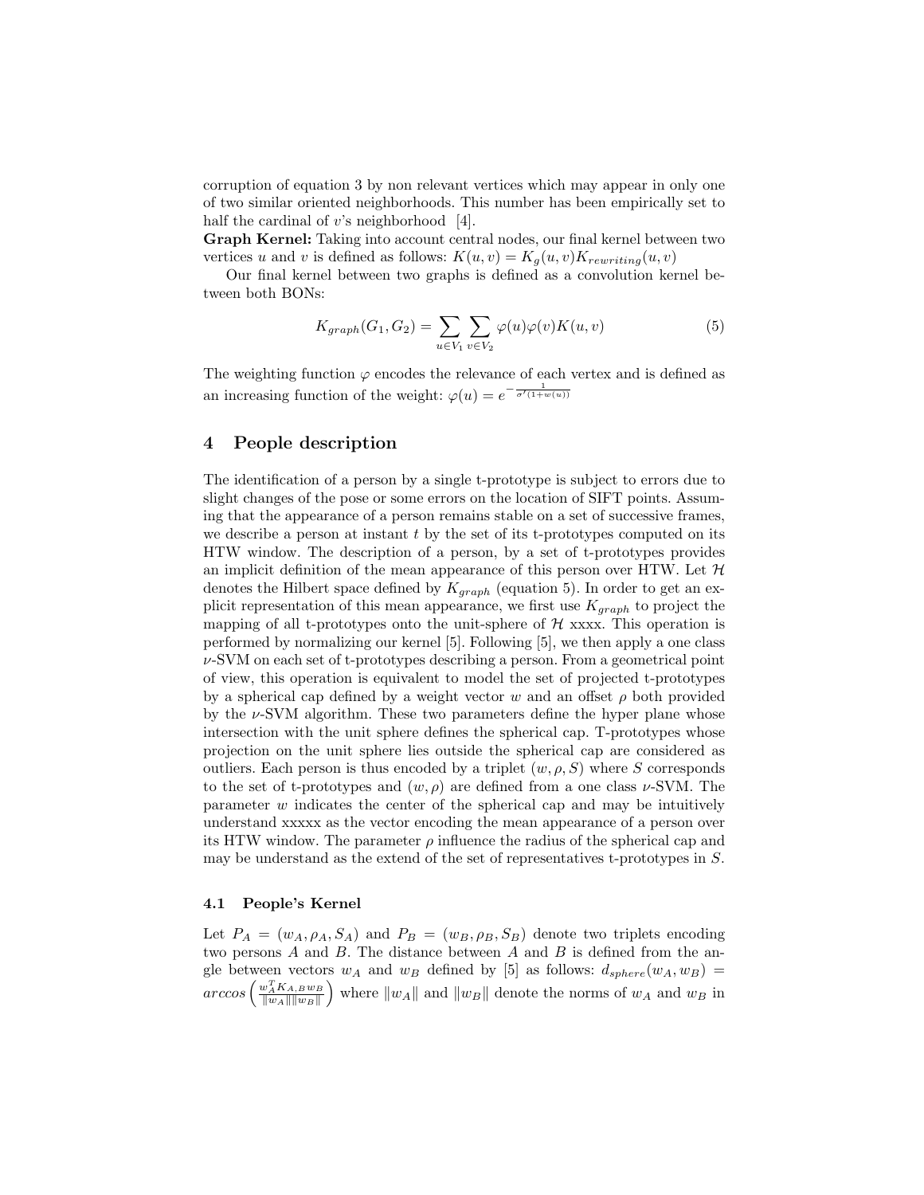corruption of equation 3 by non relevant vertices which may appear in only one of two similar oriented neighborhoods. This number has been empirically set to half the cardinal of $v$'s neighborhood [4].

**Graph Kernel:** Taking into account central nodes, our final kernel between two vertices $u$ and $v$ is defined as follows: $K(u,v) = K_g(u,v)K_{rewriting}(u,v)$

Our final kernel between two graphs is defined as a convolution kernel between both BONs:

$$K_{graph}(G_1, G_2) = \sum_{u \in V_1} \sum_{v \in V_2} \varphi(u)\varphi(v)K(u,v) \tag{5}$$

The weighting function $\varphi$ encodes the relevance of each vertex and is defined as an increasing function of the weight: $\varphi(u) = e^{-\frac{1}{\sigma'(1+w(u))}}$

## 4 People description

The identification of a person by a single t-prototype is subject to errors due to slight changes of the pose or some errors on the location of SIFT points. Assuming that the appearance of a person remains stable on a set of successive frames, we describe a person at instant $t$ by the set of its t-prototypes computed on its HTW window. The description of a person, by a set of t-prototypes provides an implicit definition of the mean appearance of this person over HTW. Let $\mathcal{H}$ denotes the Hilbert space defined by $K_{graph}$ (equation 5). In order to get an explicit representation of this mean appearance, we first use $K_{graph}$ to project the mapping of all t-prototypes onto the unit-sphere of $\mathcal{H}$ xxxx. This operation is performed by normalizing our kernel [5]. Following [5], we then apply a one class $\nu$-SVM on each set of t-prototypes describing a person. From a geometrical point of view, this operation is equivalent to model the set of projected t-prototypes by a spherical cap defined by a weight vector $w$ and an offset $\rho$ both provided by the $\nu$-SVM algorithm. These two parameters define the hyper plane whose intersection with the unit sphere defines the spherical cap. T-prototypes whose projection on the unit sphere lies outside the spherical cap are considered as outliers. Each person is thus encoded by a triplet $(w, \rho, S)$ where $S$ corresponds to the set of t-prototypes and $(w, \rho)$ are defined from a one class $\nu$-SVM. The parameter $w$ indicates the center of the spherical cap and may be intuitively understand xxxxx as the vector encoding the mean appearance of a person over its HTW window. The parameter $\rho$ influence the radius of the spherical cap and may be understand as the extend of the set of representatives t-prototypes in $S$.

### 4.1 People's Kernel

Let $P_A = (w_A, \rho_A, S_A)$ and $P_B = (w_B, \rho_B, S_B)$ denote two triplets encoding two persons $A$ and $B$. The distance between $A$ and $B$ is defined from the angle between vectors $w_A$ and $w_B$ defined by [5] as follows: $d_{sphere}(w_A, w_B) = arccos\left(\frac{w_A^T K_{A,B} w_B}{\|w_A\| \|w_B\|}\right)$ where $\|w_A\|$ and $\|w_B\|$ denote the norms of $w_A$ and $w_B$ in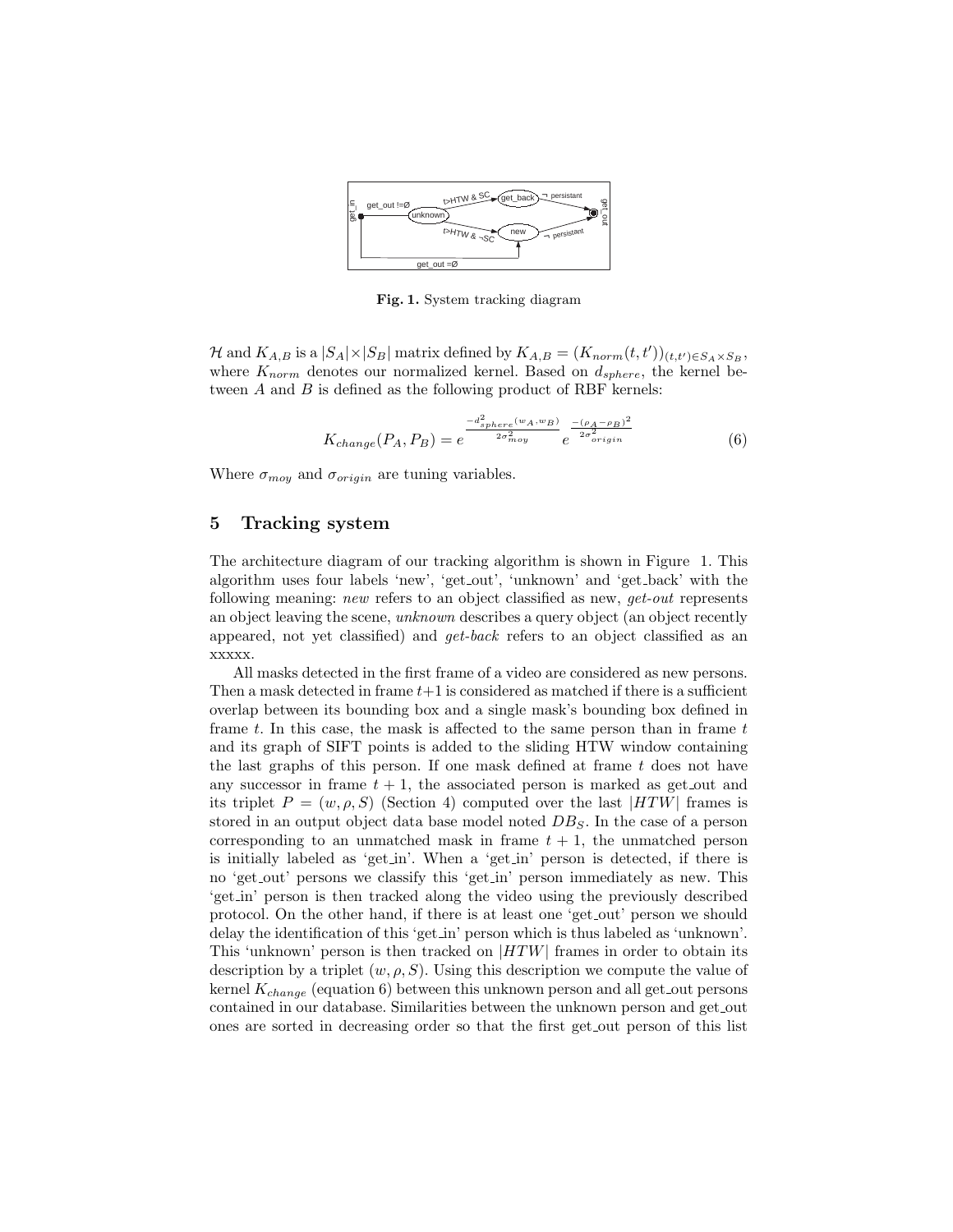**Fig. 1.** System tracking diagram

$\mathcal{H}$ and $K_{A,B}$ is a $|S_A|\times|S_B|$ matrix defined by $K_{A,B} = (K_{norm}(t,t'))_{(t,t')\in S_A\times S_B}$, where $K_{norm}$ denotes our normalized kernel. Based on $d_{sphere}$, the kernel between $A$ and $B$ is defined as the following product of RBF kernels:

$$K_{change}(P_A, P_B) = e^{\frac{-d^2_{sphere}(w_A,w_B)}{2\sigma^2_{moy}}} e^{\frac{-(\rho_A-\rho_B)^2}{2\sigma^2_{origin}}} \tag{6}$$

Where $\sigma_{moy}$ and $\sigma_{origin}$ are tuning variables.

## 5 Tracking system

The architecture diagram of our tracking algorithm is shown in Figure 1. This algorithm uses four labels 'new', 'get_out', 'unknown' and 'get_back' with the following meaning: *new* refers to an object classified as new, *get-out* represents an object leaving the scene, *unknown* describes a query object (an object recently appeared, not yet classified) and *get-back* refers to an object classified as an xxxxx.

All masks detected in the first frame of a video are considered as new persons. Then a mask detected in frame $t+1$ is considered as matched if there is a sufficient overlap between its bounding box and a single mask's bounding box defined in frame $t$. In this case, the mask is affected to the same person than in frame $t$ and its graph of SIFT points is added to the sliding HTW window containing the last graphs of this person. If one mask defined at frame $t$ does not have any successor in frame $t+1$, the associated person is marked as get_out and its triplet $P = (w, \rho, S)$ (Section 4) computed over the last $|HTW|$ frames is stored in an output object data base model noted $DB_S$. In the case of a person corresponding to an unmatched mask in frame $t+1$, the unmatched person is initially labeled as 'get_in'. When a 'get_in' person is detected, if there is no 'get_out' persons we classify this 'get_in' person immediately as new. This 'get_in' person is then tracked along the video using the previously described protocol. On the other hand, if there is at least one 'get_out' person we should delay the identification of this 'get_in' person which is thus labeled as 'unknown'. This 'unknown' person is then tracked on $|HTW|$ frames in order to obtain its description by a triplet $(w, \rho, S)$. Using this description we compute the value of kernel $K_{change}$ (equation 6) between this unknown person and all get_out persons contained in our database. Similarities between the unknown person and get_out ones are sorted in decreasing order so that the first get_out person of this list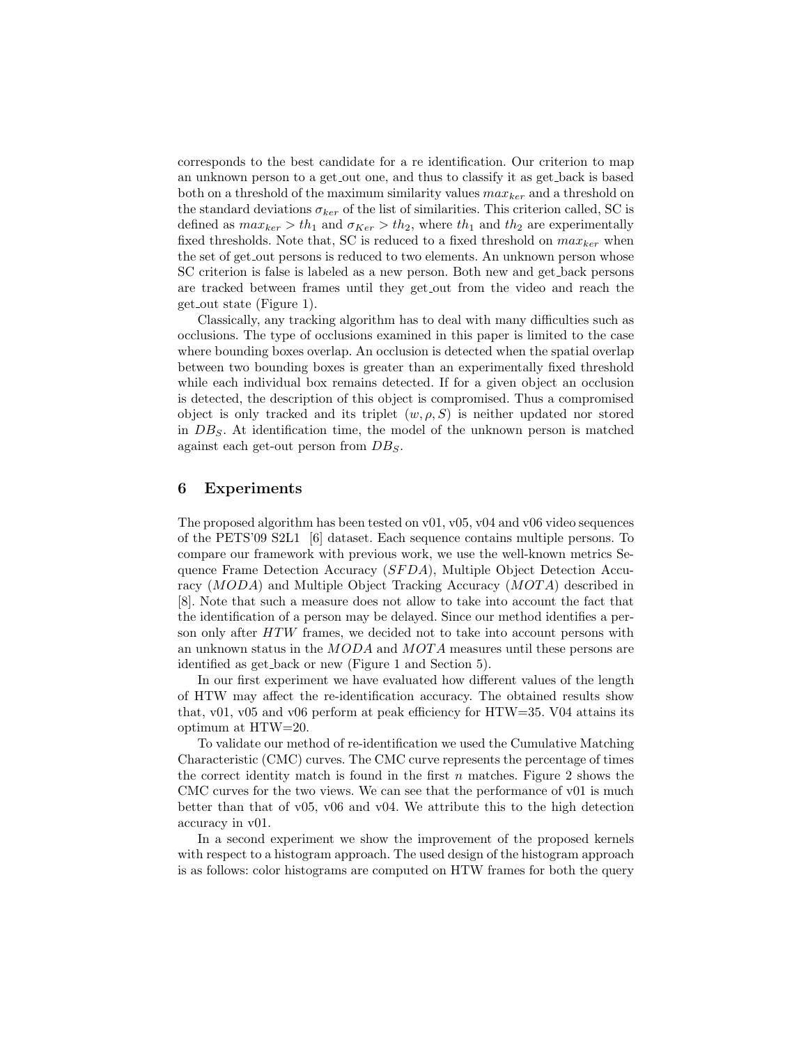corresponds to the best candidate for a re identification. Our criterion to map an unknown person to a get_out one, and thus to classify it as get_back is based both on a threshold of the maximum similarity values $max_{ker}$ and a threshold on the standard deviations $\sigma_{ker}$ of the list of similarities. This criterion called, SC is defined as $max_{ker} > th_1$ and $\sigma_{Ker} > th_2$, where $th_1$ and $th_2$ are experimentally fixed thresholds. Note that, SC is reduced to a fixed threshold on $max_{ker}$ when the set of get_out persons is reduced to two elements. An unknown person whose SC criterion is false is labeled as a new person. Both new and get_back persons are tracked between frames until they get_out from the video and reach the get_out state (Figure 1).

Classically, any tracking algorithm has to deal with many difficulties such as occlusions. The type of occlusions examined in this paper is limited to the case where bounding boxes overlap. An occlusion is detected when the spatial overlap between two bounding boxes is greater than an experimentally fixed threshold while each individual box remains detected. If for a given object an occlusion is detected, the description of this object is compromised. Thus a compromised object is only tracked and its triplet $(w, \rho, S)$ is neither updated nor stored in $DB_S$. At identification time, the model of the unknown person is matched against each get-out person from $DB_S$.

## 6 Experiments

The proposed algorithm has been tested on v01, v05, v04 and v06 video sequences of the PETS'09 S2L1 [6] dataset. Each sequence contains multiple persons. To compare our framework with previous work, we use the well-known metrics Sequence Frame Detection Accuracy ($SFDA$), Multiple Object Detection Accuracy ($MODA$) and Multiple Object Tracking Accuracy ($MOTA$) described in [8]. Note that such a measure does not allow to take into account the fact that the identification of a person may be delayed. Since our method identifies a person only after $HTW$ frames, we decided not to take into account persons with an unknown status in the $MODA$ and $MOTA$ measures until these persons are identified as get_back or new (Figure 1 and Section 5).

In our first experiment we have evaluated how different values of the length of HTW may affect the re-identification accuracy. The obtained results show that, v01, v05 and v06 perform at peak efficiency for HTW=35. V04 attains its optimum at HTW=20.

To validate our method of re-identification we used the Cumulative Matching Characteristic (CMC) curves. The CMC curve represents the percentage of times the correct identity match is found in the first $n$ matches. Figure 2 shows the CMC curves for the two views. We can see that the performance of v01 is much better than that of v05, v06 and v04. We attribute this to the high detection accuracy in v01.

In a second experiment we show the improvement of the proposed kernels with respect to a histogram approach. The used design of the histogram approach is as follows: color histograms are computed on HTW frames for both the query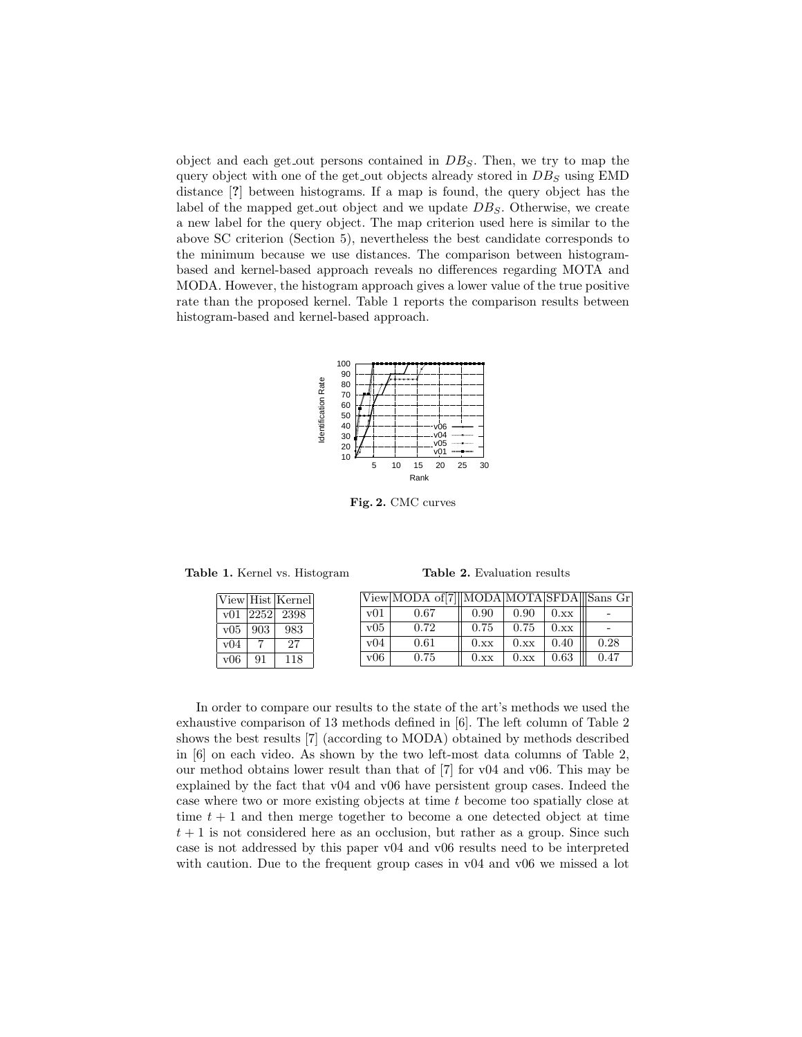object and each get_out persons contained in $DB_S$. Then, we try to map the query object with one of the get_out objects already stored in $DB_S$ using EMD distance [?] between histograms. If a map is found, the query object has the label of the mapped get_out object and we update $DB_S$. Otherwise, we create a new label for the query object. The map criterion used here is similar to the above SC criterion (Section 5), nevertheless the best candidate corresponds to the minimum because we use distances. The comparison between histogram-based and kernel-based approach reveals no differences regarding MOTA and MODA. However, the histogram approach gives a lower value of the true positive rate than the proposed kernel. Table 1 reports the comparison results between histogram-based and kernel-based approach.

**Fig. 2.** CMC curves

**Table 1.** Kernel vs. Histogram

| View | Hist | Kernel |
|---|---|---|
| v01 | 2252 | 2398 |
| v05 | 903 | 983 |
| v04 | 7 | 27 |
| v06 | 91 | 118 |

**Table 2.** Evaluation results

| View | MODA of[7] | MODA | MOTA | SFDA | Sans Gr |
|---|---|---|---|---|---|
| v01 | 0.67 | 0.90 | 0.90 | 0.xx | - |
| v05 | 0.72 | 0.75 | 0.75 | 0.xx | - |
| v04 | 0.61 | 0.xx | 0.xx | 0.40 | 0.28 |
| v06 | 0.75 | 0.xx | 0.xx | 0.63 | 0.47 |

In order to compare our results to the state of the art's methods we used the exhaustive comparison of 13 methods defined in [6]. The left column of Table 2 shows the best results [7] (according to MODA) obtained by methods described in [6] on each video. As shown by the two left-most data columns of Table 2, our method obtains lower result than that of [7] for v04 and v06. This may be explained by the fact that v04 and v06 have persistent group cases. Indeed the case where two or more existing objects at time $t$ become too spatially close at time $t+1$ and then merge together to become a one detected object at time $t+1$ is not considered here as an occlusion, but rather as a group. Since such case is not addressed by this paper v04 and v06 results need to be interpreted with caution. Due to the frequent group cases in v04 and v06 we missed a lot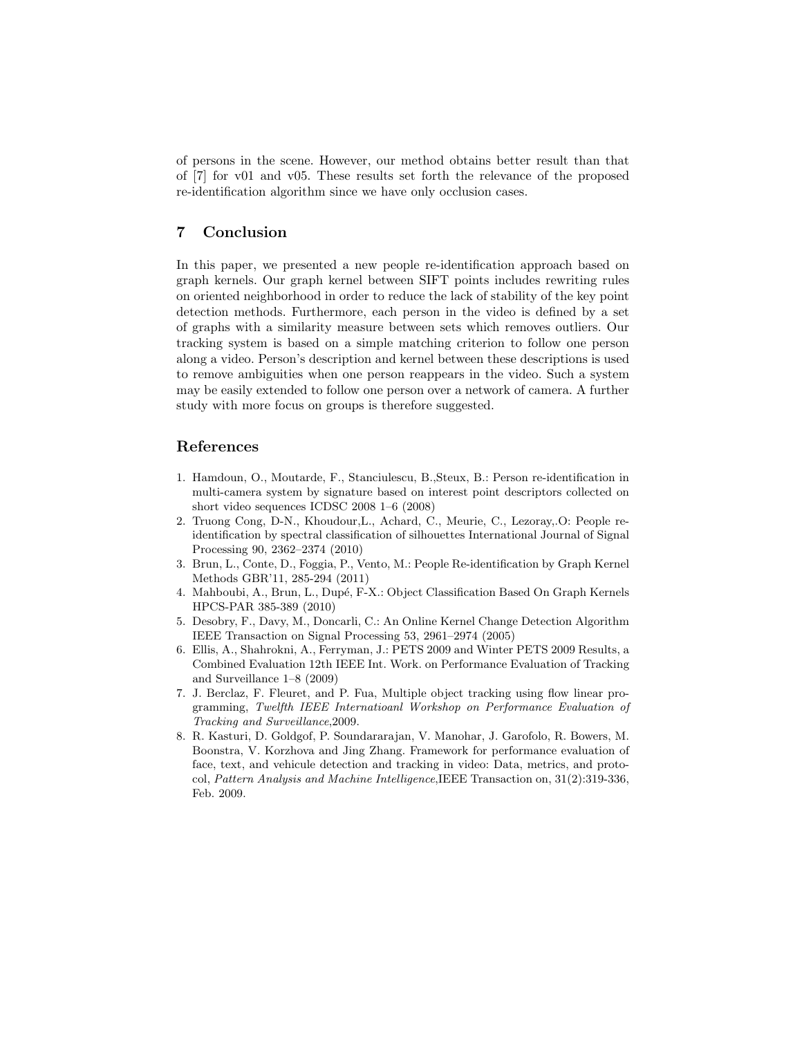of persons in the scene. However, our method obtains better result than that of [7] for v01 and v05. These results set forth the relevance of the proposed re-identification algorithm since we have only occlusion cases.

## 7 Conclusion

In this paper, we presented a new people re-identification approach based on graph kernels. Our graph kernel between SIFT points includes rewriting rules on oriented neighborhood in order to reduce the lack of stability of the key point detection methods. Furthermore, each person in the video is defined by a set of graphs with a similarity measure between sets which removes outliers. Our tracking system is based on a simple matching criterion to follow one person along a video. Person's description and kernel between these descriptions is used to remove ambiguities when one person reappears in the video. Such a system may be easily extended to follow one person over a network of camera. A further study with more focus on groups is therefore suggested.

## References

1. Hamdoun, O., Moutarde, F., Stanciulescu, B.,Steux, B.: Person re-identification in multi-camera system by signature based on interest point descriptors collected on short video sequences ICDSC 2008 1–6 (2008)
2. Truong Cong, D-N., Khoudour,L., Achard, C., Meurie, C., Lezoray,.O: People re-identification by spectral classification of silhouettes International Journal of Signal Processing 90, 2362–2374 (2010)
3. Brun, L., Conte, D., Foggia, P., Vento, M.: People Re-identification by Graph Kernel Methods GBR'11, 285-294 (2011)
4. Mahboubi, A., Brun, L., Dupé, F-X.: Object Classification Based On Graph Kernels HPCS-PAR 385-389 (2010)
5. Desobry, F., Davy, M., Doncarli, C.: An Online Kernel Change Detection Algorithm IEEE Transaction on Signal Processing 53, 2961–2974 (2005)
6. Ellis, A., Shahrokni, A., Ferryman, J.: PETS 2009 and Winter PETS 2009 Results, a Combined Evaluation 12th IEEE Int. Work. on Performance Evaluation of Tracking and Surveillance 1–8 (2009)
7. J. Berclaz, F. Fleuret, and P. Fua, Multiple object tracking using flow linear programming, *Twelfth IEEE Internatioanl Workshop on Performance Evaluation of Tracking and Surveillance*,2009.
8. R. Kasturi, D. Goldgof, P. Soundararajan, V. Manohar, J. Garofolo, R. Bowers, M. Boonstra, V. Korzhova and Jing Zhang. Framework for performance evaluation of face, text, and vehicule detection and tracking in video: Data, metrics, and protocol, *Pattern Analysis and Machine Intelligence*,IEEE Transaction on, 31(2):319-336, Feb. 2009.